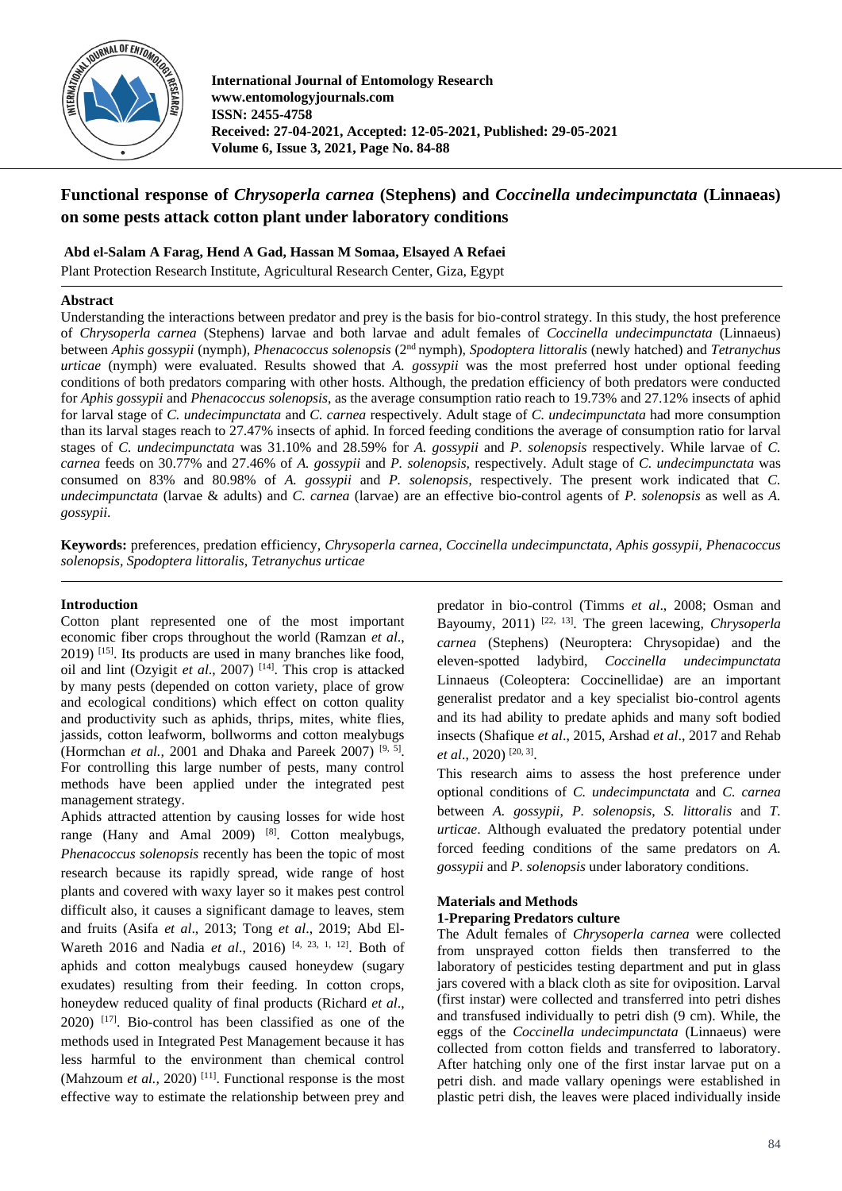International Journal of Entomology Research
www.entomologyjournals.com
ISSN: 2455-4758
Received: 27-04-2021, Accepted: 12-05-2021, Published: 29-05-2021
Volume 6, Issue 3, 2021, Page No. 84-88

# Functional response of *Chrysoperla carnea* (Stephens) and *Coccinella undecimpunctata* (Linnaeas) on some pests attack cotton plant under laboratory conditions

**Abd el-Salam A Farag, Hend A Gad, Hassan M Somaa, Elsayed A Refaei**

Plant Protection Research Institute, Agricultural Research Center, Giza, Egypt

## Abstract

Understanding the interactions between predator and prey is the basis for bio-control strategy. In this study, the host preference of *Chrysoperla carnea* (Stephens) larvae and both larvae and adult females of *Coccinella undecimpunctata* (Linnaeus) between *Aphis gossypii* (nymph), *Phenacoccus solenopsis* (2nd nymph), *Spodoptera littoralis* (newly hatched) and *Tetranychus urticae* (nymph) were evaluated. Results showed that *A. gossypii* was the most preferred host under optional feeding conditions of both predators comparing with other hosts. Although, the predation efficiency of both predators were conducted for *Aphis gossypii* and *Phenacoccus solenopsis*, as the average consumption ratio reach to 19.73% and 27.12% insects of aphid for larval stage of *C. undecimpunctata* and *C. carnea* respectively. Adult stage of *C. undecimpunctata* had more consumption than its larval stages reach to 27.47% insects of aphid. In forced feeding conditions the average of consumption ratio for larval stages of *C. undecimpunctata* was 31.10% and 28.59% for *A. gossypii* and *P. solenopsis* respectively. While larvae of *C. carnea* feeds on 30.77% and 27.46% of *A. gossypii* and *P. solenopsis*, respectively. Adult stage of *C. undecimpunctata* was consumed on 83% and 80.98% of *A. gossypii* and *P. solenopsis*, respectively. The present work indicated that *C. undecimpunctata* (larvae & adults) and *C. carnea* (larvae) are an effective bio-control agents of *P. solenopsis* as well as *A. gossypii*.

**Keywords:** preferences, predation efficiency, *Chrysoperla carnea, Coccinella undecimpunctata, Aphis gossypii, Phenacoccus solenopsis, Spodoptera littoralis, Tetranychus urticae*

## Introduction

Cotton plant represented one of the most important economic fiber crops throughout the world (Ramzan *et al*., 2019) [15]. Its products are used in many branches like food, oil and lint (Ozyigit *et al*., 2007) [14]. This crop is attacked by many pests (depended on cotton variety, place of grow and ecological conditions) which effect on cotton quality and productivity such as aphids, thrips, mites, white flies, jassids, cotton leafworm, bollworms and cotton mealybugs (Hormchan *et al.,* 2001 and Dhaka and Pareek 2007) [9, 5]. For controlling this large number of pests, many control methods have been applied under the integrated pest management strategy.

Aphids attracted attention by causing losses for wide host range (Hany and Amal 2009) [8]. Cotton mealybugs, *Phenacoccus solenopsis* recently has been the topic of most research because its rapidly spread, wide range of host plants and covered with waxy layer so it makes pest control difficult also, it causes a significant damage to leaves, stem and fruits (Asifa *et al*., 2013; Tong *et al*., 2019; Abd El-Wareth 2016 and Nadia *et al*., 2016) [4, 23, 1, 12]. Both of aphids and cotton mealybugs caused honeydew (sugary exudates) resulting from their feeding. In cotton crops, honeydew reduced quality of final products (Richard *et al*., 2020) [17]. Bio-control has been classified as one of the methods used in Integrated Pest Management because it has less harmful to the environment than chemical control (Mahzoum *et al.,* 2020) [11]. Functional response is the most effective way to estimate the relationship between prey and predator in bio-control (Timms *et al*., 2008; Osman and Bayoumy, 2011) [22, 13]. The green lacewing, *Chrysoperla carnea* (Stephens) (Neuroptera: Chrysopidae) and the eleven-spotted ladybird, *Coccinella undecimpunctata* Linnaeus (Coleoptera: Coccinellidae) are an important generalist predator and a key specialist bio-control agents and its had ability to predate aphids and many soft bodied insects (Shafique *et al*., 2015, Arshad *et al*., 2017 and Rehab *et al*., 2020) [20, 3].

This research aims to assess the host preference under optional conditions of *C. undecimpunctata* and *C. carnea* between *A. gossypii*, *P. solenopsis*, *S. littoralis* and *T. urticae*. Although evaluated the predatory potential under forced feeding conditions of the same predators on *A. gossypii* and *P. solenopsis* under laboratory conditions.

## Materials and Methods

### 1-Preparing Predators culture

The Adult females of *Chrysoperla carnea* were collected from unsprayed cotton fields then transferred to the laboratory of pesticides testing department and put in glass jars covered with a black cloth as site for oviposition. Larval (first instar) were collected and transferred into petri dishes and transfused individually to petri dish (9 cm). While, the eggs of the *Coccinella undecimpunctata* (Linnaeus) were collected from cotton fields and transferred to laboratory. After hatching only one of the first instar larvae put on a petri dish. and made vallary openings were established in plastic petri dish, the leaves were placed individually inside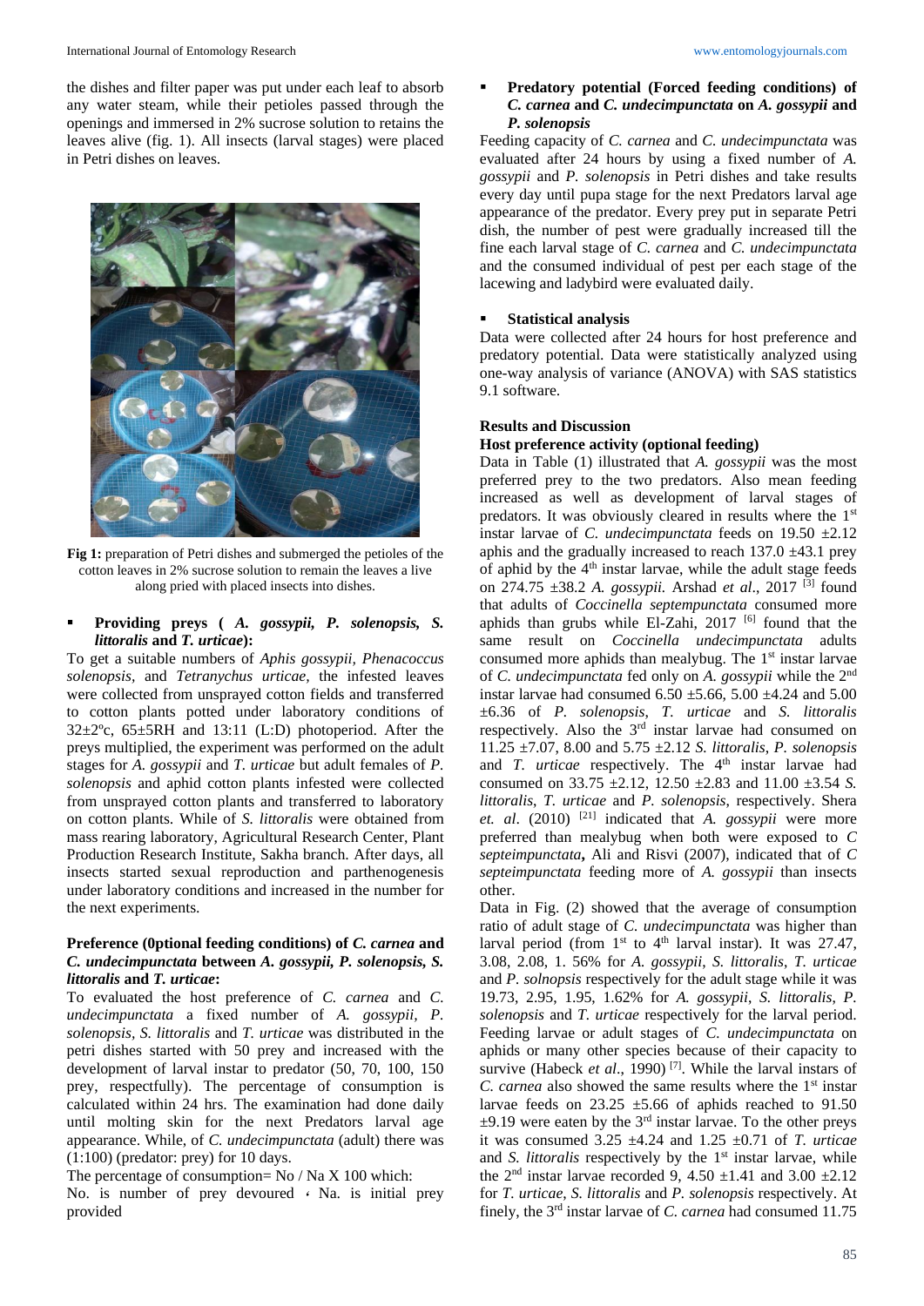the dishes and filter paper was put under each leaf to absorb any water steam, while their petioles passed through the openings and immersed in 2% sucrose solution to retains the leaves alive (fig. 1). All insects (larval stages) were placed in Petri dishes on leaves.

**Fig 1:** preparation of Petri dishes and submerged the petioles of the cotton leaves in 2% sucrose solution to remain the leaves a live along pried with placed insects into dishes.

- **Providing preys ( *A. gossypii, P. solenopsis, S. littoralis* and *T. urticae*):**

To get a suitable numbers of *Aphis gossypii, Phenacoccus solenopsis,* and *Tetranychus urticae,* the infested leaves were collected from unsprayed cotton fields and transferred to cotton plants potted under laboratory conditions of 32±2ºc, 65±5RH and 13:11 (L:D) photoperiod. After the preys multiplied, the experiment was performed on the adult stages for *A. gossypii* and *T. urticae* but adult females of *P. solenopsis* and aphid cotton plants infested were collected from unsprayed cotton plants and transferred to laboratory on cotton plants. While of *S. littoralis* were obtained from mass rearing laboratory, Agricultural Research Center, Plant Production Research Institute, Sakha branch. After days, all insects started sexual reproduction and parthenogenesis under laboratory conditions and increased in the number for the next experiments.

**Preference (0ptional feeding conditions) of *C. carnea* and *C. undecimpunctata* between *A. gossypii, P. solenopsis, S. littoralis* and *T. urticae*:**

To evaluated the host preference of *C. carnea* and *C. undecimpunctata* a fixed number of *A. gossypii, P. solenopsis, S. littoralis* and *T. urticae* was distributed in the petri dishes started with 50 prey and increased with the development of larval instar to predator (50, 70, 100, 150 prey, respectfully). The percentage of consumption is calculated within 24 hrs. The examination had done daily until molting skin for the next Predators larval age appearance. While, of *C. undecimpunctata* (adult) there was (1:100) (predator: prey) for 10 days.

The percentage of consumption= No / Na X 100 which:

No. is number of prey devoured ، Na. is initial prey provided

- **Predatory potential (Forced feeding conditions) of *C. carnea* and *C. undecimpunctata* on *A. gossypii* and *P. solenopsis***

Feeding capacity of *C. carnea* and *C. undecimpunctata* was evaluated after 24 hours by using a fixed number of *A. gossypii* and *P. solenopsis* in Petri dishes and take results every day until pupa stage for the next Predators larval age appearance of the predator. Every prey put in separate Petri dish, the number of pest were gradually increased till the fine each larval stage of *C. carnea* and *C. undecimpunctata* and the consumed individual of pest per each stage of the lacewing and ladybird were evaluated daily.

- **Statistical analysis**

Data were collected after 24 hours for host preference and predatory potential. Data were statistically analyzed using one-way analysis of variance (ANOVA) with SAS statistics 9.1 software.

## Results and Discussion

### Host preference activity (optional feeding)

Data in Table (1) illustrated that *A. gossypii* was the most preferred prey to the two predators. Also mean feeding increased as well as development of larval stages of predators. It was obviously cleared in results where the 1st instar larvae of *C. undecimpunctata* feeds on 19.50 ±2.12 aphis and the gradually increased to reach 137.0 ±43.1 prey of aphid by the 4th instar larvae, while the adult stage feeds on 274.75 ±38.2 *A. gossypii.* Arshad *et al*., 2017 [3] found that adults of *Coccinella septempunctata* consumed more aphids than grubs while El-Zahi, 2017 [6] found that the same result on *Coccinella undecimpunctata* adults consumed more aphids than mealybug. The 1st instar larvae of *C. undecimpunctata* fed only on *A. gossypii* while the 2nd instar larvae had consumed 6.50 ±5.66, 5.00 ±4.24 and 5.00 ±6.36 of *P. solenopsis*, *T. urticae* and *S. littoralis* respectively. Also the 3rd instar larvae had consumed on 11.25 ±7.07, 8.00 and 5.75 ±2.12 *S. littoralis*, *P. solenopsis* and *T. urticae* respectively. The 4th instar larvae had consumed on 33.75 ±2.12, 12.50 ±2.83 and 11.00 ±3.54 *S. littoralis*, *T. urticae* and *P. solenopsis*, respectively. Shera *et. al*. (2010) [21] indicated that *A. gossypii* were more preferred than mealybug when both were exposed to *C septeimpunctata***,** Ali and Risvi (2007), indicated that of *C septeimpunctata* feeding more of *A. gossypii* than insects other.

Data in Fig. (2) showed that the average of consumption ratio of adult stage of *C. undecimpunctata* was higher than larval period (from 1st to 4th larval instar). It was 27.47, 3.08, 2.08, 1. 56% for *A. gossypii*, *S. littoralis*, *T. urticae* and *P. solnopsis* respectively for the adult stage while it was 19.73, 2.95, 1.95, 1.62% for *A. gossypii*, *S. littoralis*, *P. solenopsis* and *T. urticae* respectively for the larval period. Feeding larvae or adult stages of *C. undecimpunctata* on aphids or many other species because of their capacity to survive (Habeck *et al*., 1990) [7]. While the larval instars of *C. carnea* also showed the same results where the 1st instar larvae feeds on 23.25 ±5.66 of aphids reached to 91.50 ±9.19 were eaten by the 3rd instar larvae. To the other preys it was consumed 3.25 ±4.24 and 1.25 ±0.71 of *T. urticae* and *S. littoralis* respectively by the 1st instar larvae, while the 2nd instar larvae recorded 9, 4.50 ±1.41 and 3.00 ±2.12 for *T. urticae*, *S. littoralis* and *P. solenopsis* respectively. At finely, the 3rd instar larvae of *C. carnea* had consumed 11.75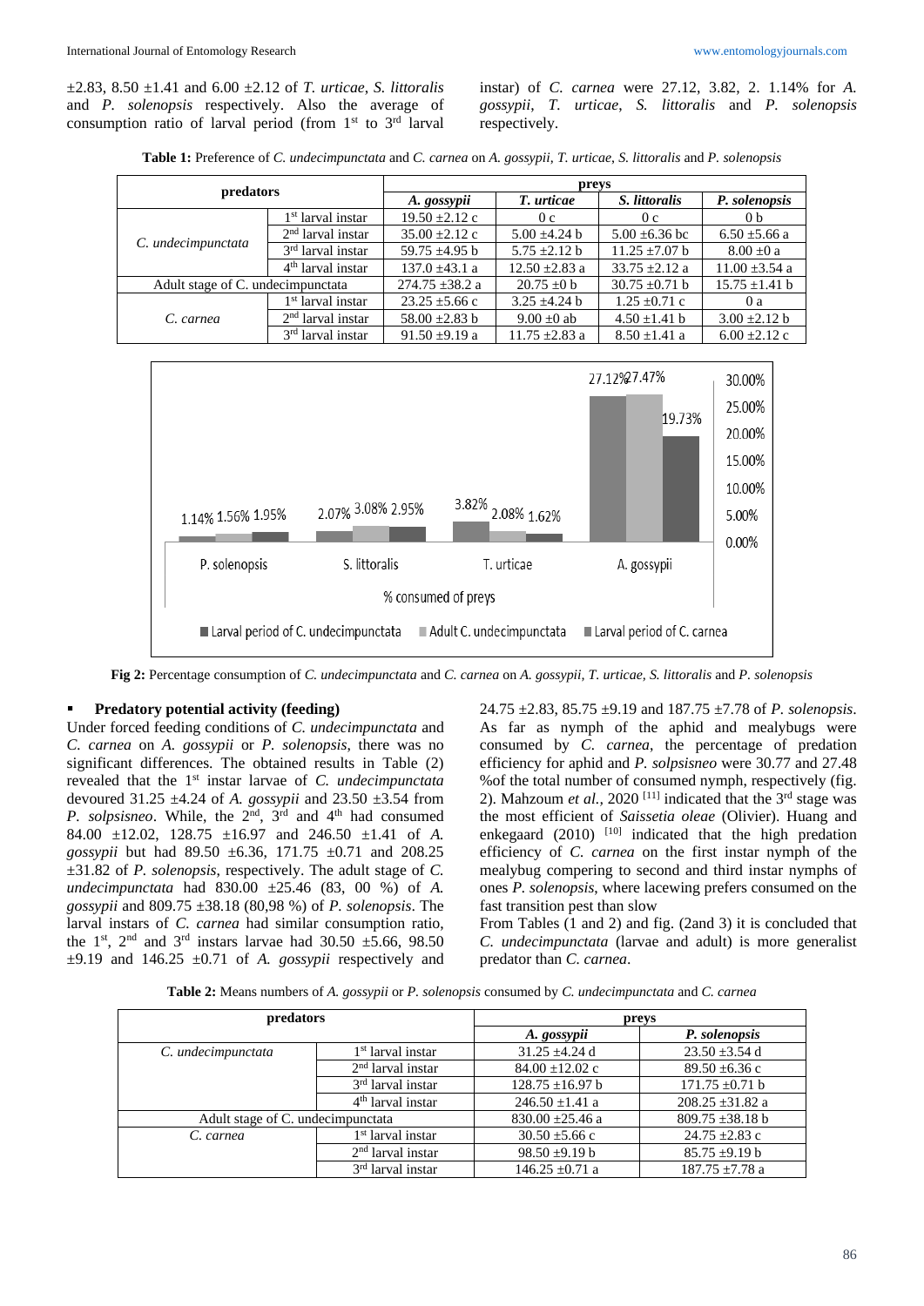±2.83, 8.50 ±1.41 and 6.00 ±2.12 of *T. urticae*, *S. littoralis* and *P. solenopsis* respectively. Also the average of consumption ratio of larval period (from 1st to 3rd larval instar) of *C. carnea* were 27.12, 3.82, 2. 1.14% for *A. gossypii*, *T. urticae*, *S. littoralis* and *P. solenopsis* respectively.

**Table 1:** Preference of *C. undecimpunctata* and *C. carnea* on *A. gossypii*, *T. urticae*, *S. littoralis* and *P. solenopsis*

| predators | | preys | | | |
|---|---|---|---|---|---|
| | | *A. gossypii* | *T. urticae* | *S. littoralis* | *P. solenopsis* |
| *C. undecimpunctata* | 1st larval instar | 19.50 ±2.12 c | 0 c | 0 c | 0 b |
| | 2nd larval instar | 35.00 ±2.12 c | 5.00 ±4.24 b | 5.00 ±6.36 bc | 6.50 ±5.66 a |
| | 3rd larval instar | 59.75 ±4.95 b | 5.75 ±2.12 b | 11.25 ±7.07 b | 8.00 ±0 a |
| | 4th larval instar | 137.0 ±43.1 a | 12.50 ±2.83 a | 33.75 ±2.12 a | 11.00 ±3.54 a |
| Adult stage of C. undecimpunctata | | 274.75 ±38.2 a | 20.75 ±0 b | 30.75 ±0.71 b | 15.75 ±1.41 b |
| *C. carnea* | 1st larval instar | 23.25 ±5.66 c | 3.25 ±4.24 b | 1.25 ±0.71 c | 0 a |
| | 2nd larval instar | 58.00 ±2.83 b | 9.00 ±0 ab | 4.50 ±1.41 b | 3.00 ±2.12 b |
| | 3rd larval instar | 91.50 ±9.19 a | 11.75 ±2.83 a | 8.50 ±1.41 a | 6.00 ±2.12 c |

**Fig 2:** Percentage consumption of *C. undecimpunctata* and *C. carnea* on *A. gossypii*, *T. urticae*, *S. littoralis* and *P. solenopsis*

- **Predatory potential activity (feeding)**

Under forced feeding conditions of *C. undecimpunctata* and *C. carnea* on *A. gossypii* or *P. solenopsis*, there was no significant differences. The obtained results in Table (2) revealed that the 1st instar larvae of *C. undecimpunctata* devoured 31.25 ±4.24 of *A. gossypii* and 23.50 ±3.54 from *P. solpsisneo*. While, the 2nd, 3rd and 4th had consumed 84.00 ±12.02, 128.75 ±16.97 and 246.50 ±1.41 of *A. gossypii* but had 89.50 ±6.36, 171.75 ±0.71 and 208.25 ±31.82 of *P. solenopsis*, respectively. The adult stage of *C. undecimpunctata* had 830.00 ±25.46 (83, 00 %) of *A. gossypii* and 809.75 ±38.18 (80,98 %) of *P. solenopsis*. The larval instars of *C. carnea* had similar consumption ratio, the 1st, 2nd and 3rd instars larvae had 30.50 ±5.66, 98.50 ±9.19 and 146.25 ±0.71 of *A. gossypii* respectively and 24.75 ±2.83, 85.75 ±9.19 and 187.75 ±7.78 of *P. solenopsis*. As far as nymph of the aphid and mealybugs were consumed by *C. carnea*, the percentage of predation efficiency for aphid and *P. solpsisneo* were 30.77 and 27.48 %of the total number of consumed nymph, respectively (fig. 2). Mahzoum *et al.*, 2020 [11] indicated that the 3rd stage was the most efficient of *Saissetia oleae* (Olivier). Huang and enkegaard (2010) [10] indicated that the high predation efficiency of *C. carnea* on the first instar nymph of the mealybug compering to second and third instar nymphs of ones *P. solenopsis*, where lacewing prefers consumed on the fast transition pest than slow

From Tables (1 and 2) and fig. (2and 3) it is concluded that *C. undecimpunctata* (larvae and adult) is more generalist predator than *C. carnea*.

**Table 2:** Means numbers of *A. gossypii* or *P. solenopsis* consumed by *C. undecimpunctata* and *C. carnea*

| predators | | preys | |
|---|---|---|---|
| | | *A. gossypii* | *P. solenopsis* |
| *C. undecimpunctata* | 1st larval instar | 31.25 ±4.24 d | 23.50 ±3.54 d |
| | 2nd larval instar | 84.00 ±12.02 c | 89.50 ±6.36 c |
| | 3rd larval instar | 128.75 ±16.97 b | 171.75 ±0.71 b |
| | 4th larval instar | 246.50 ±1.41 a | 208.25 ±31.82 a |
| Adult stage of C. undecimpunctata | | 830.00 ±25.46 a | 809.75 ±38.18 b |
| *C. carnea* | 1st larval instar | 30.50 ±5.66 c | 24.75 ±2.83 c |
| | 2nd larval instar | 98.50 ±9.19 b | 85.75 ±9.19 b |
| | 3rd larval instar | 146.25 ±0.71 a | 187.75 ±7.78 a |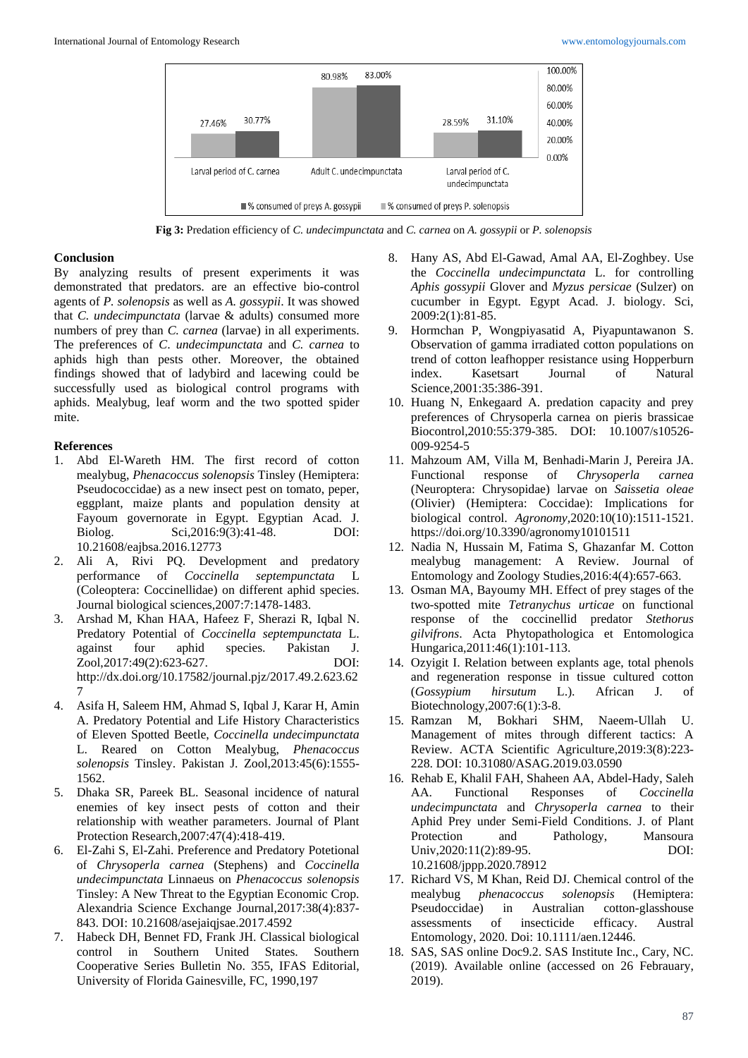**Fig 3:** Predation efficiency of *C. undecimpunctata* and *C. carnea* on *A. gossypii* or *P. solenopsis*

## Conclusion

By analyzing results of present experiments it was demonstrated that predators. are an effective bio-control agents of *P. solenopsis* as well as *A. gossypii*. It was showed that *C. undecimpunctata* (larvae & adults) consumed more numbers of prey than *C. carnea* (larvae) in all experiments. The preferences of *C. undecimpunctata* and *C. carnea* to aphids high than pests other. Moreover, the obtained findings showed that of ladybird and lacewing could be successfully used as biological control programs with aphids. Mealybug, leaf worm and the two spotted spider mite.

## References

1. Abd El-Wareth HM. The first record of cotton mealybug, *Phenacoccus solenopsis* Tinsley (Hemiptera: Pseudococcidae) as a new insect pest on tomato, peper, eggplant, maize plants and population density at Fayoum governorate in Egypt. Egyptian Acad. J. Biolog. Sci,2016:9(3):41-48. DOI: 10.21608/eajbsa.2016.12773
2. Ali A, Rivi PQ. Development and predatory performance of *Coccinella septempunctata* L (Coleoptera: Coccinellidae) on different aphid species. Journal biological sciences,2007:7:1478-1483.
3. Arshad M, Khan HAA, Hafeez F, Sherazi R, Iqbal N. Predatory Potential of *Coccinella septempunctata* L. against four aphid species. Pakistan J. Zool,2017:49(2):623-627. DOI: http://dx.doi.org/10.17582/journal.pjz/2017.49.2.623.627
4. Asifa H, Saleem HM, Ahmad S, Iqbal J, Karar H, Amin A. Predatory Potential and Life History Characteristics of Eleven Spotted Beetle, *Coccinella undecimpunctata* L. Reared on Cotton Mealybug, *Phenacoccus solenopsis* Tinsley. Pakistan J. Zool,2013:45(6):1555-1562.
5. Dhaka SR, Pareek BL. Seasonal incidence of natural enemies of key insect pests of cotton and their relationship with weather parameters. Journal of Plant Protection Research,2007:47(4):418-419.
6. El-Zahi S, El-Zahi. Preference and Predatory Potetional of *Chrysoperla carnea* (Stephens) and *Coccinella undecimpunctata* Linnaeus on *Phenacoccus solenopsis* Tinsley: A New Threat to the Egyptian Economic Crop. Alexandria Science Exchange Journal,2017:38(4):837-843. DOI: 10.21608/asejaiqjsae.2017.4592
7. Habeck DH, Bennet FD, Frank JH. Classical biological control in Southern United States. Southern Cooperative Series Bulletin No. 355, IFAS Editorial, University of Florida Gainesville, FC, 1990,197
8. Hany AS, Abd El-Gawad, Amal AA, El-Zoghbey. Use the *Coccinella undecimpunctata* L. for controlling *Aphis gossypii* Glover and *Myzus persicae* (Sulzer) on cucumber in Egypt. Egypt Acad. J. biology. Sci, 2009:2(1):81-85.
9. Hormchan P, Wongpiyasatid A, Piyapuntawanon S. Observation of gamma irradiated cotton populations on trend of cotton leafhopper resistance using Hopperburn index. Kasetsart Journal of Natural Science,2001:35:386-391.
10. Huang N, Enkegaard A. predation capacity and prey preferences of Chrysoperla carnea on pieris brassicae Biocontrol,2010:55:379-385. DOI: 10.1007/s10526-009-9254-5
11. Mahzoum AM, Villa M, Benhadi-Marin J, Pereira JA. Functional response of *Chrysoperla carnea* (Neuroptera: Chrysopidae) larvae on *Saissetia oleae* (Olivier) (Hemiptera: Coccidae): Implications for biological control. *Agronomy*,2020:10(10):1511-1521. https://doi.org/10.3390/agronomy10101511
12. Nadia N, Hussain M, Fatima S, Ghazanfar M. Cotton mealybug management: A Review. Journal of Entomology and Zoology Studies,2016:4(4):657-663.
13. Osman MA, Bayoumy MH. Effect of prey stages of the two-spotted mite *Tetranychus urticae* on functional response of the coccinellid predator *Stethorus gilvifrons*. Acta Phytopathologica et Entomologica Hungarica,2011:46(1):101-113.
14. Ozyigit I. Relation between explants age, total phenols and regeneration response in tissue cultured cotton (*Gossypium hirsutum* L.). African J. of Biotechnology,2007:6(1):3-8.
15. Ramzan M, Bokhari SHM, Naeem-Ullah U. Management of mites through different tactics: A Review. ACTA Scientific Agriculture,2019:3(8):223-228. DOI: 10.31080/ASAG.2019.03.0590
16. Rehab E, Khalil FAH, Shaheen AA, Abdel-Hady, Saleh AA. Functional Responses of *Coccinella undecimpunctata* and *Chrysoperla carnea* to their Aphid Prey under Semi-Field Conditions. J. of Plant Protection and Pathology, Mansoura Univ,2020:11(2):89-95. DOI: 10.21608/jppp.2020.78912
17. Richard VS, M Khan, Reid DJ. Chemical control of the mealybug *phenacoccus solenopsis* (Hemiptera: Pseudoccidae) in Australian cotton-glasshouse assessments of insecticide efficacy. Austral Entomology, 2020. Doi: 10.1111/aen.12446.
18. SAS, SAS online Doc9.2. SAS Institute Inc., Cary, NC. (2019). Available online (accessed on 26 Febrauary, 2019).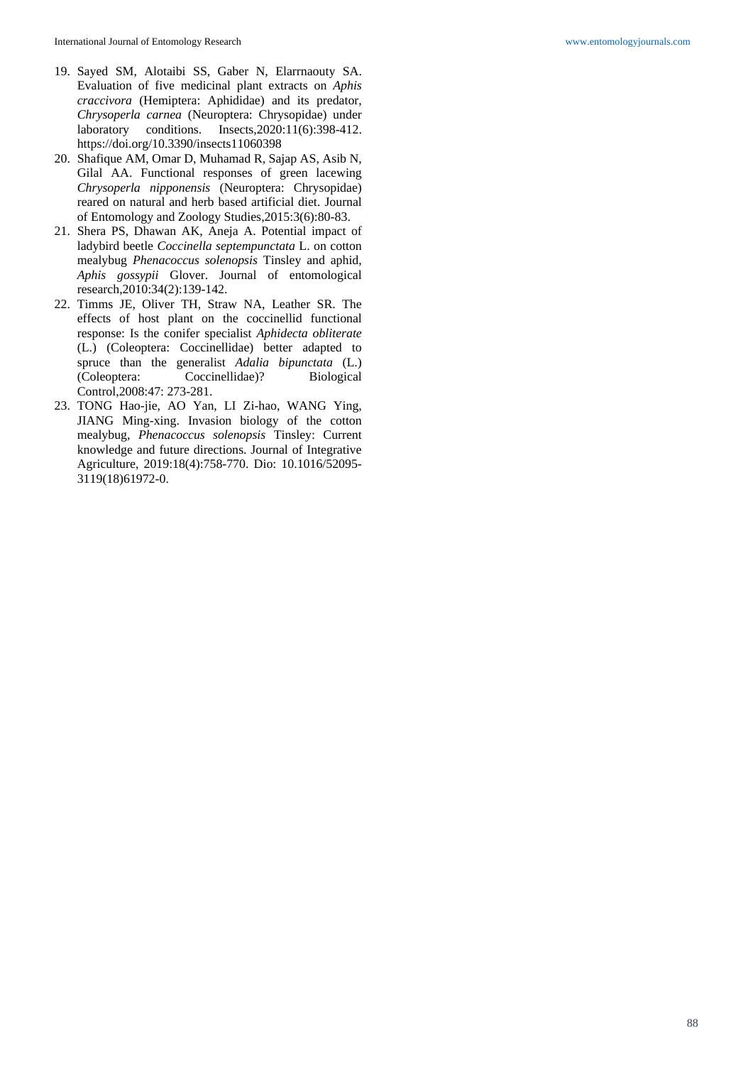19. Sayed SM, Alotaibi SS, Gaber N, Elarrnaouty SA. Evaluation of five medicinal plant extracts on *Aphis craccivora* (Hemiptera: Aphididae) and its predator, *Chrysoperla carnea* (Neuroptera: Chrysopidae) under laboratory conditions. Insects,2020:11(6):398-412. https://doi.org/10.3390/insects11060398
20. Shafique AM, Omar D, Muhamad R, Sajap AS, Asib N, Gilal AA. Functional responses of green lacewing *Chrysoperla nipponensis* (Neuroptera: Chrysopidae) reared on natural and herb based artificial diet. Journal of Entomology and Zoology Studies,2015:3(6):80-83.
21. Shera PS, Dhawan AK, Aneja A. Potential impact of ladybird beetle *Coccinella septempunctata* L. on cotton mealybug *Phenacoccus solenopsis* Tinsley and aphid, *Aphis gossypii* Glover. Journal of entomological research,2010:34(2):139-142.
22. Timms JE, Oliver TH, Straw NA, Leather SR. The effects of host plant on the coccinellid functional response: Is the conifer specialist *Aphidecta obliterate* (L.) (Coleoptera: Coccinellidae) better adapted to spruce than the generalist *Adalia bipunctata* (L.) (Coleoptera: Coccinellidae)? Biological Control,2008:47: 273-281.
23. TONG Hao-jie, AO Yan, LI Zi-hao, WANG Ying, JIANG Ming-xing. Invasion biology of the cotton mealybug, *Phenacoccus solenopsis* Tinsley: Current knowledge and future directions. Journal of Integrative Agriculture, 2019:18(4):758-770. Dio: 10.1016/52095-3119(18)61972-0.